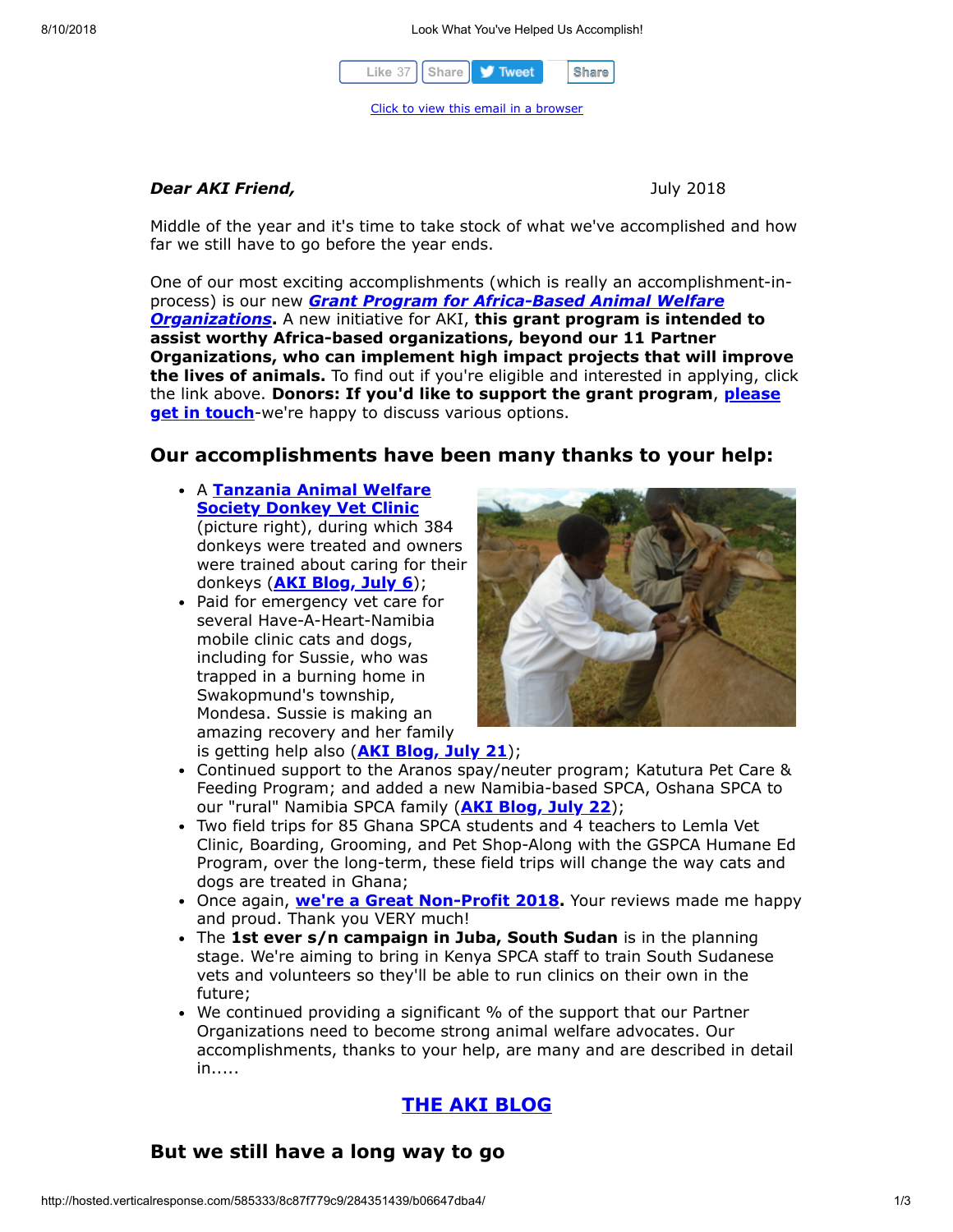Like 37 | Share | Tweet | Share

Click to view this email in a browser

***Dear AKI Friend,*** July 2018

Middle of the year and it's time to take stock of what we've accomplished and how far we still have to go before the year ends.

One of our most exciting accomplishments (which is really an accomplishment-in-process) is our new ***Grant Program for Africa-Based Animal Welfare Organizations*****.** A new initiative for AKI, **this grant program is intended to assist worthy Africa-based organizations, beyond our 11 Partner Organizations, who can implement high impact projects that will improve the lives of animals.** To find out if you're eligible and interested in applying, click the link above. **Donors: If you'd like to support the grant program**, **please get in touch**-we're happy to discuss various options.

## Our accomplishments have been many thanks to your help:

- A **Tanzania Animal Welfare Society Donkey Vet Clinic** (picture right), during which 384 donkeys were treated and owners were trained about caring for their donkeys (**AKI Blog, July 6**);
- Paid for emergency vet care for several Have-A-Heart-Namibia mobile clinic cats and dogs, including for Sussie, who was trapped in a burning home in Swakopmund's township, Mondesa. Sussie is making an amazing recovery and her family is getting help also (**AKI Blog, July 21**);
- Continued support to the Aranos spay/neuter program; Katutura Pet Care & Feeding Program; and added a new Namibia-based SPCA, Oshana SPCA to our "rural" Namibia SPCA family (**AKI Blog, July 22**);
- Two field trips for 85 Ghana SPCA students and 4 teachers to Lemla Vet Clinic, Boarding, Grooming, and Pet Shop-Along with the GSPCA Humane Ed Program, over the long-term, these field trips will change the way cats and dogs are treated in Ghana;
- Once again, **we're a Great Non-Profit 2018**. Your reviews made me happy and proud. Thank you VERY much!
- The **1st ever s/n campaign in Juba, South Sudan** is in the planning stage. We're aiming to bring in Kenya SPCA staff to train South Sudanese vets and volunteers so they'll be able to run clinics on their own in the future;
- We continued providing a significant % of the support that our Partner Organizations need to become strong animal welfare advocates. Our accomplishments, thanks to your help, are many and are described in detail in.....

## THE AKI BLOG

## But we still have a long way to go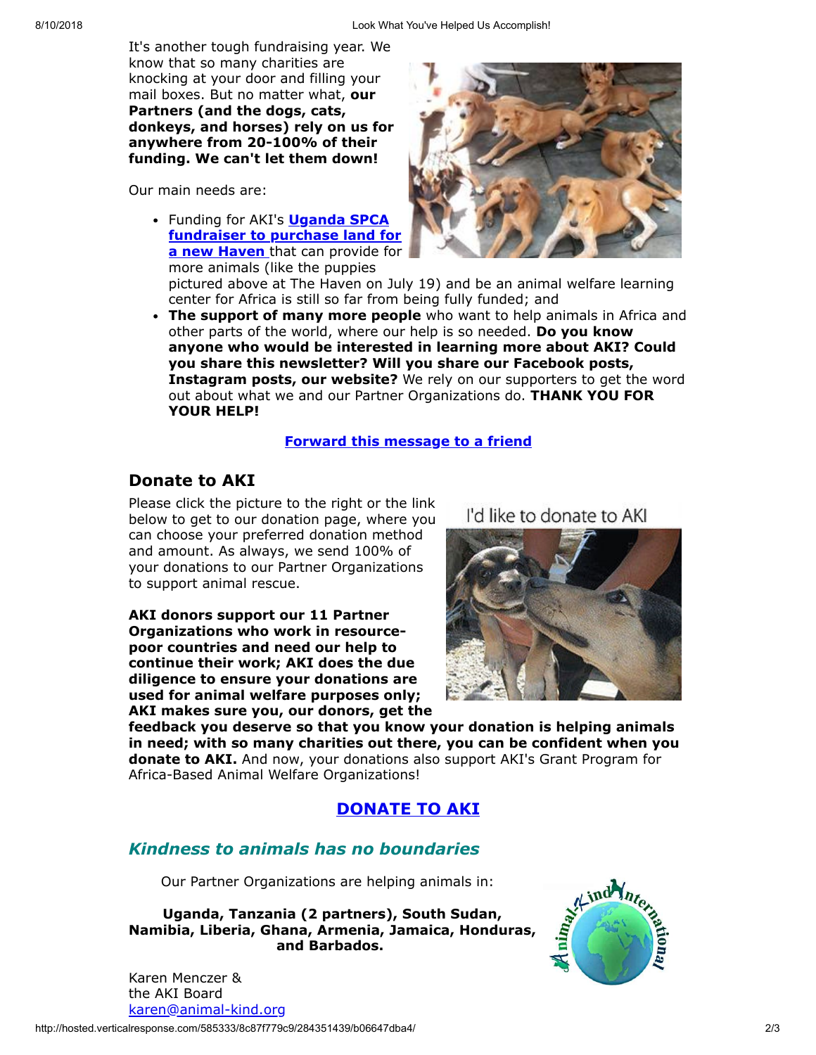It's another tough fundraising year. We know that so many charities are knocking at your door and filling your mail boxes. But no matter what, **our Partners (and the dogs, cats, donkeys, and horses) rely on us for anywhere from 20-100% of their funding. We can't let them down!**

Our main needs are:

- Funding for AKI's **Uganda SPCA fundraiser to purchase land for a new Haven** that can provide for more animals (like the puppies pictured above at The Haven on July 19) and be an animal welfare learning center for Africa is still so far from being fully funded; and
- **The support of many more people** who want to help animals in Africa and other parts of the world, where our help is so needed. **Do you know anyone who would be interested in learning more about AKI? Could you share this newsletter? Will you share our Facebook posts, Instagram posts, our website?** We rely on our supporters to get the word out about what we and our Partner Organizations do. **THANK YOU FOR YOUR HELP!**

**Forward this message to a friend**

## Donate to AKI

Please click the picture to the right or the link below to get to our donation page, where you can choose your preferred donation method and amount. As always, we send 100% of your donations to our Partner Organizations to support animal rescue.

I'd like to donate to AKI

**AKI donors support our 11 Partner Organizations who work in resource-poor countries and need our help to continue their work; AKI does the due diligence to ensure your donations are used for animal welfare purposes only; AKI makes sure you, our donors, get the feedback you deserve so that you know your donation is helping animals in need; with so many charities out there, you can be confident when you donate to AKI.** And now, your donations also support AKI's Grant Program for Africa-Based Animal Welfare Organizations!

**DONATE TO AKI**

## *Kindness to animals has no boundaries*

Our Partner Organizations are helping animals in:

**Uganda, Tanzania (2 partners), South Sudan, Namibia, Liberia, Ghana, Armenia, Jamaica, Honduras, and Barbados.**

Karen Menczer &
the AKI Board
karen@animal-kind.org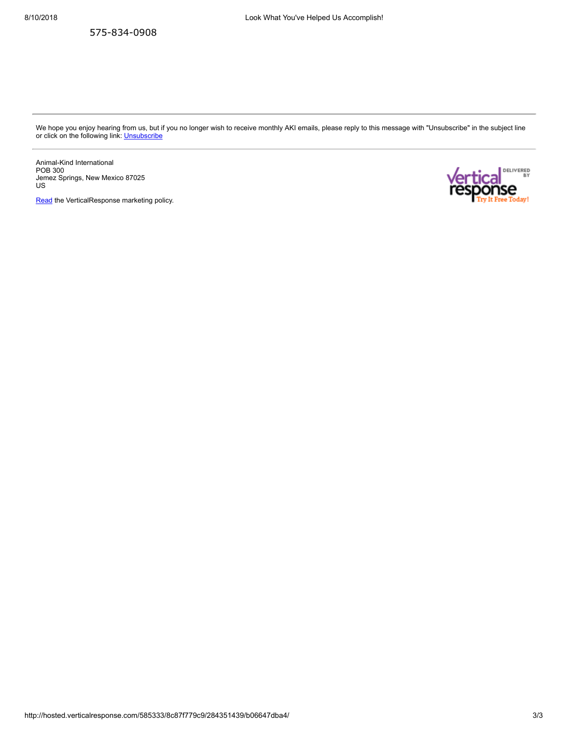575-834-0908

---

We hope you enjoy hearing from us, but if you no longer wish to receive monthly AKI emails, please reply to this message with "Unsubscribe" in the subject line or click on the following link: Unsubscribe

---

Animal-Kind International
POB 300
Jemez Springs, New Mexico 87025
US

Read the VerticalResponse marketing policy.

Vertical response DELIVERED BY Try It Free Today!